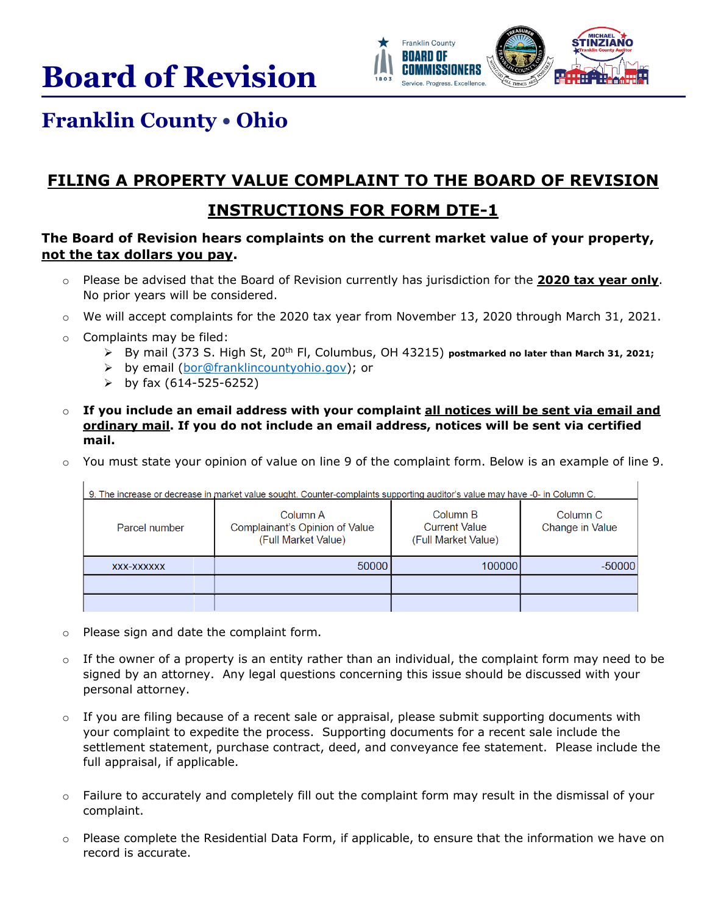# Board of Revision

## Franklin County • Ohio

## FILING A PROPERTY VALUE COMPLAINT TO THE BOARD OF REVISION

## INSTRUCTIONS FOR FORM DTE-1

**The Board of Revision hears complaints on the current market value of your property, not the tax dollars you pay.**

- Please be advised that the Board of Revision currently has jurisdiction for the **2020 tax year only**. No prior years will be considered.
- We will accept complaints for the 2020 tax year from November 13, 2020 through March 31, 2021.
- Complaints may be filed:
  - By mail (373 S. High St, 20th Fl, Columbus, OH 43215) **postmarked no later than March 31, 2021;**
  - by email (bor@franklincountyohio.gov); or
  - by fax (614-525-6252)
- **If you include an email address with your complaint all notices will be sent via email and ordinary mail. If you do not include an email address, notices will be sent via certified mail.**
- You must state your opinion of value on line 9 of the complaint form. Below is an example of line 9.

9. The increase or decrease in market value sought. Counter-complaints supporting auditor's value may have -0- in Column C.

| Parcel number | Column A Complainant's Opinion of Value (Full Market Value) | Column B Current Value (Full Market Value) | Column C Change in Value |
|---|---|---|---|
| XXX-XXXXXX | 50000 | 100000 | -50000 |
| | | | |
| | | | |

- Please sign and date the complaint form.
- If the owner of a property is an entity rather than an individual, the complaint form may need to be signed by an attorney. Any legal questions concerning this issue should be discussed with your personal attorney.
- If you are filing because of a recent sale or appraisal, please submit supporting documents with your complaint to expedite the process. Supporting documents for a recent sale include the settlement statement, purchase contract, deed, and conveyance fee statement. Please include the full appraisal, if applicable.
- Failure to accurately and completely fill out the complaint form may result in the dismissal of your complaint.
- Please complete the Residential Data Form, if applicable, to ensure that the information we have on record is accurate.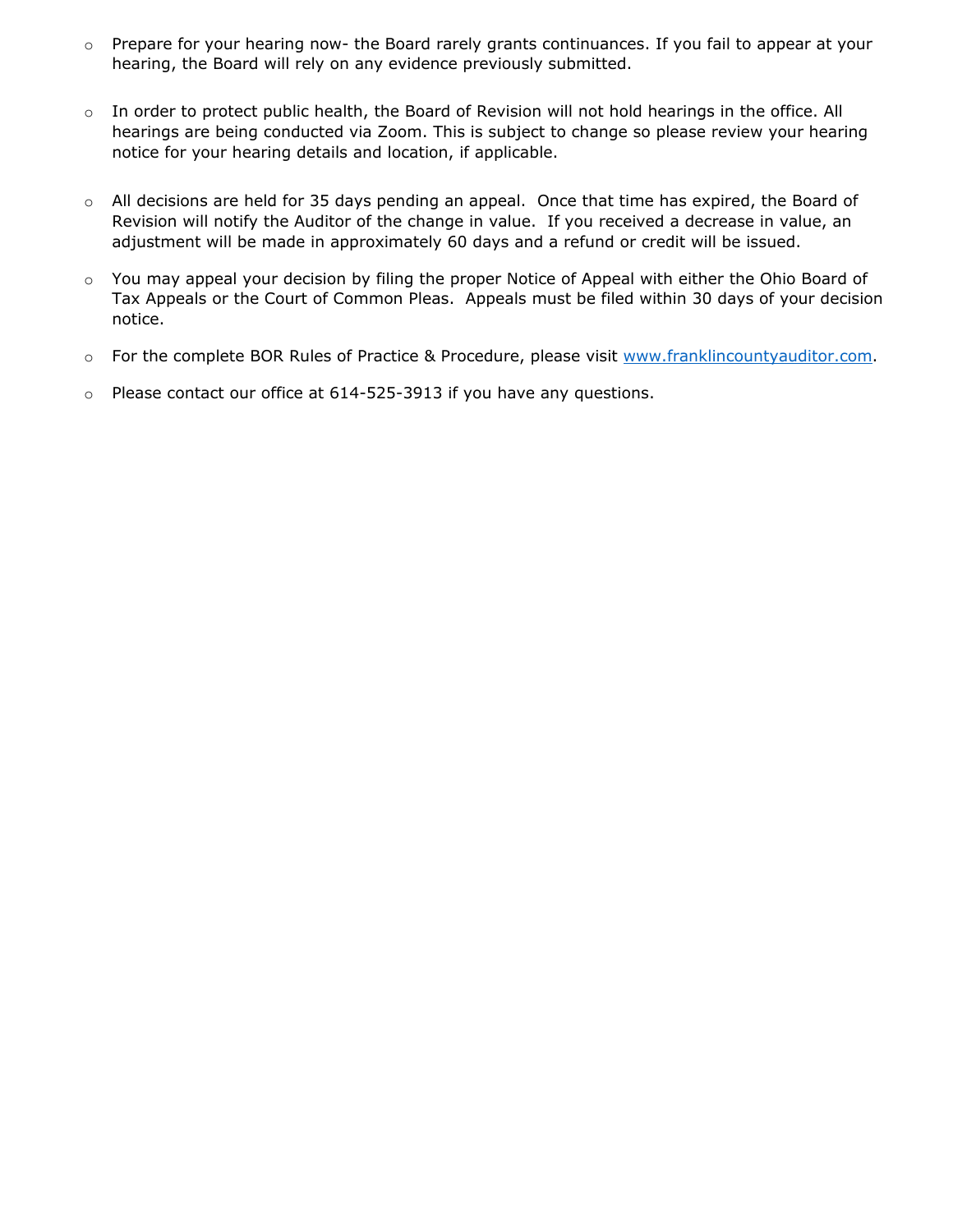- Prepare for your hearing now- the Board rarely grants continuances. If you fail to appear at your hearing, the Board will rely on any evidence previously submitted.

- In order to protect public health, the Board of Revision will not hold hearings in the office. All hearings are being conducted via Zoom. This is subject to change so please review your hearing notice for your hearing details and location, if applicable.

- All decisions are held for 35 days pending an appeal. Once that time has expired, the Board of Revision will notify the Auditor of the change in value. If you received a decrease in value, an adjustment will be made in approximately 60 days and a refund or credit will be issued.

- You may appeal your decision by filing the proper Notice of Appeal with either the Ohio Board of Tax Appeals or the Court of Common Pleas. Appeals must be filed within 30 days of your decision notice.

- For the complete BOR Rules of Practice & Procedure, please visit [www.franklincountyauditor.com](http://www.franklincountyauditor.com).

- Please contact our office at 614-525-3913 if you have any questions.